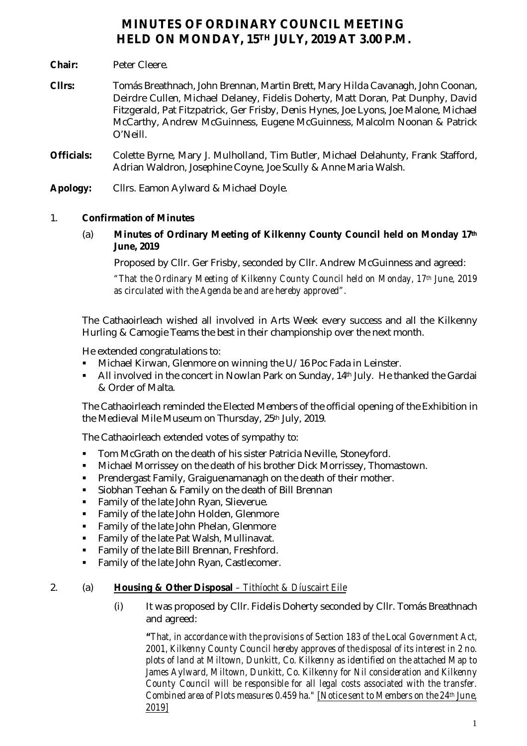# MINUTES OF ORDINARY COUNCIL MEETING HELD ON MONDAY, 15TH JULY, 2019 AT 3.00 P.M.

**Chair:** Peter Cleere.

**Cllrs:** Tomás Breathnach, John Brennan, Martin Brett, Mary Hilda Cavanagh, John Coonan, Deirdre Cullen, Michael Delaney, Fidelis Doherty, Matt Doran, Pat Dunphy, David Fitzgerald, Pat Fitzpatrick, Ger Frisby, Denis Hynes, Joe Lyons, Joe Malone, Michael McCarthy, Andrew McGuinness, Eugene McGuinness, Malcolm Noonan & Patrick O'Neill.

**Officials:** Colette Byrne, Mary J. Mulholland, Tim Butler, Michael Delahunty, Frank Stafford, Adrian Waldron, Josephine Coyne, Joe Scully & Anne Maria Walsh.

**Apology:** Cllrs. Eamon Aylward & Michael Doyle.

1. **Confirmation of Minutes**

   (a) **Minutes of Ordinary Meeting of Kilkenny County Council held on Monday 17th June, 2019**

   Proposed by Cllr. Ger Frisby, seconded by Cllr. Andrew McGuinness and agreed:

   *"That the Ordinary Meeting of Kilkenny County Council held on Monday, 17th June, 2019 as circulated with the Agenda be and are hereby approved".*

The Cathaoirleach wished all involved in Arts Week every success and all the Kilkenny Hurling & Camogie Teams the best in their championship over the next month.

He extended congratulations to:

- Michael Kirwan, Glenmore on winning the U/16 Poc Fada in Leinster.
- All involved in the concert in Nowlan Park on Sunday, 14th July. He thanked the Gardai & Order of Malta.

The Cathaoirleach reminded the Elected Members of the official opening of the Exhibition in the Medieval Mile Museum on Thursday, 25th July, 2019.

The Cathaoirleach extended votes of sympathy to:

- Tom McGrath on the death of his sister Patricia Neville, Stoneyford.
- Michael Morrissey on the death of his brother Dick Morrissey, Thomastown.
- Prendergast Family, Graiguenamanagh on the death of their mother.
- Siobhan Teehan & Family on the death of Bill Brennan
- Family of the late John Ryan, Slieverue.
- Family of the late John Holden, Glenmore
- Family of the late John Phelan, Glenmore
- Family of the late Pat Walsh, Mullinavat.
- Family of the late Bill Brennan, Freshford.
- Family of the late John Ryan, Castlecomer.

2. (a) **Housing & Other Disposal** – *Tithíocht & Díuscairt Eile*

   (i) It was proposed by Cllr. Fidelis Doherty seconded by Cllr. Tomás Breathnach and agreed:

   **"***That, in accordance with the provisions of Section 183 of the Local Government Act, 2001, Kilkenny County Council hereby approves of the disposal of its interest in 2 no. plots of land at Miltown, Dunkitt, Co. Kilkenny as identified on the attached Map to James Aylward, Miltown, Dunkitt, Co. Kilkenny for Nil consideration and Kilkenny County Council will be responsible for all legal costs associated with the transfer. Combined area of Plots measures 0.459 ha."* [Notice sent to Members on the 24th June, 2019]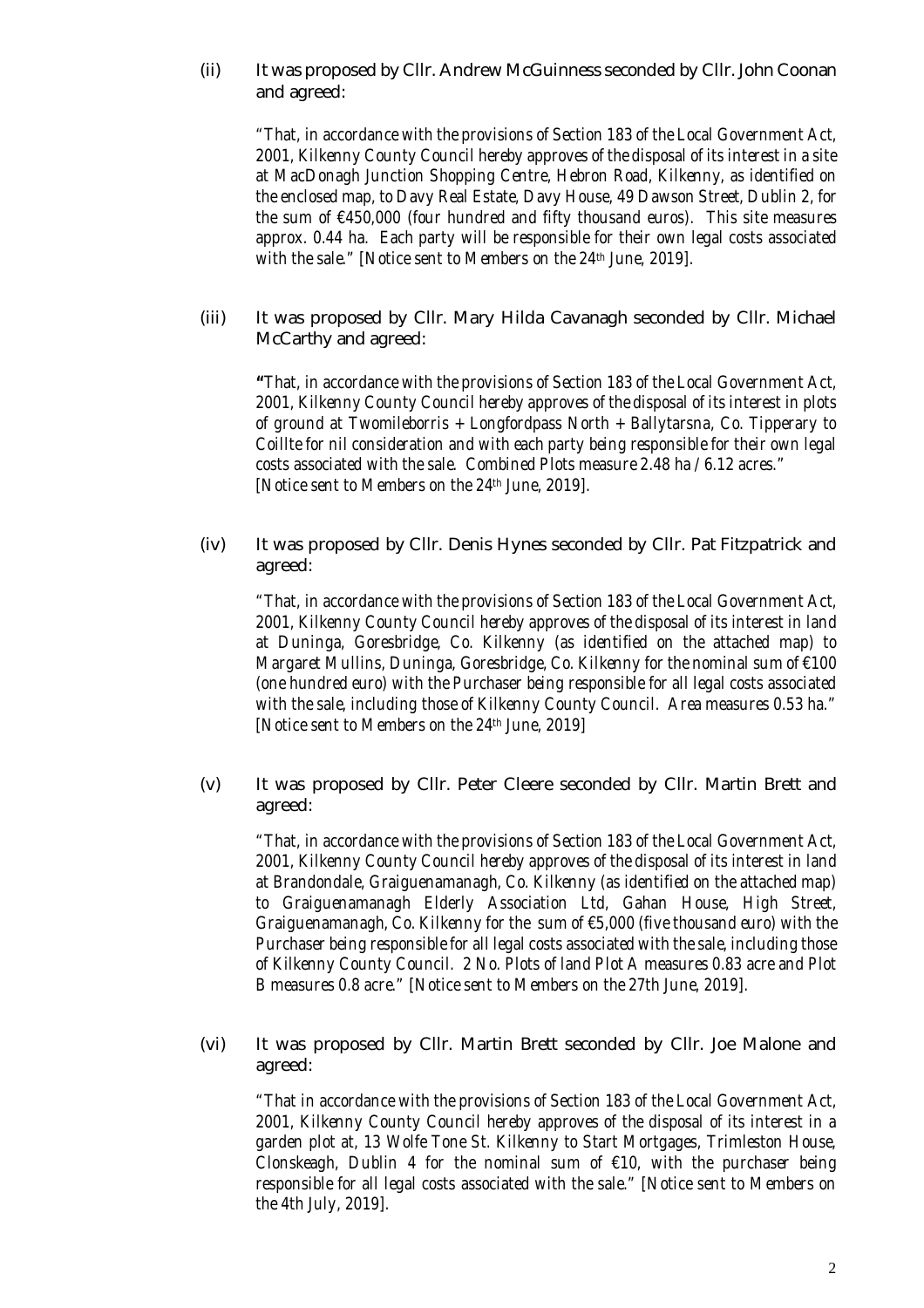(ii) It was proposed by Cllr. Andrew McGuinness seconded by Cllr. John Coonan and agreed:

> *"That, in accordance with the provisions of Section 183 of the Local Government Act, 2001, Kilkenny County Council hereby approves of the disposal of its interest in a site at MacDonagh Junction Shopping Centre, Hebron Road, Kilkenny, as identified on the enclosed map, to Davy Real Estate, Davy House, 49 Dawson Street, Dublin 2, for the sum of €450,000 (four hundred and fifty thousand euros). This site measures approx. 0.44 ha. Each party will be responsible for their own legal costs associated with the sale." [Notice sent to Members on the 24th June, 2019].*

(iii) It was proposed by Cllr. Mary Hilda Cavanagh seconded by Cllr. Michael McCarthy and agreed:

> *"That, in accordance with the provisions of Section 183 of the Local Government Act, 2001, Kilkenny County Council hereby approves of the disposal of its interest in plots of ground at Twomileborris + Longfordpass North + Ballytarsna, Co. Tipperary to Coillte for nil consideration and with each party being responsible for their own legal costs associated with the sale. Combined Plots measure 2.48 ha / 6.12 acres." [Notice sent to Members on the 24th June, 2019].*

(iv) It was proposed by Cllr. Denis Hynes seconded by Cllr. Pat Fitzpatrick and agreed:

> *"That, in accordance with the provisions of Section 183 of the Local Government Act, 2001, Kilkenny County Council hereby approves of the disposal of its interest in land at Duninga, Goresbridge, Co. Kilkenny (as identified on the attached map) to Margaret Mullins, Duninga, Goresbridge, Co. Kilkenny for the nominal sum of €100 (one hundred euro) with the Purchaser being responsible for all legal costs associated with the sale, including those of Kilkenny County Council. Area measures 0.53 ha." [Notice sent to Members on the 24th June, 2019]*

(v) It was proposed by Cllr. Peter Cleere seconded by Cllr. Martin Brett and agreed:

> *"That, in accordance with the provisions of Section 183 of the Local Government Act, 2001, Kilkenny County Council hereby approves of the disposal of its interest in land at Brandondale, Graiguenamanagh, Co. Kilkenny (as identified on the attached map) to Graiguenamanagh Elderly Association Ltd, Gahan House, High Street, Graiguenamanagh, Co. Kilkenny for the sum of €5,000 (five thousand euro) with the Purchaser being responsible for all legal costs associated with the sale, including those of Kilkenny County Council. 2 No. Plots of land Plot A measures 0.83 acre and Plot B measures 0.8 acre." [Notice sent to Members on the 27th June, 2019].*

(vi) It was proposed by Cllr. Martin Brett seconded by Cllr. Joe Malone and agreed:

> *"That in accordance with the provisions of Section 183 of the Local Government Act, 2001, Kilkenny County Council hereby approves of the disposal of its interest in a garden plot at, 13 Wolfe Tone St. Kilkenny to Start Mortgages, Trimleston House, Clonskeagh, Dublin 4 for the nominal sum of €10, with the purchaser being responsible for all legal costs associated with the sale." [Notice sent to Members on the 4th July, 2019].*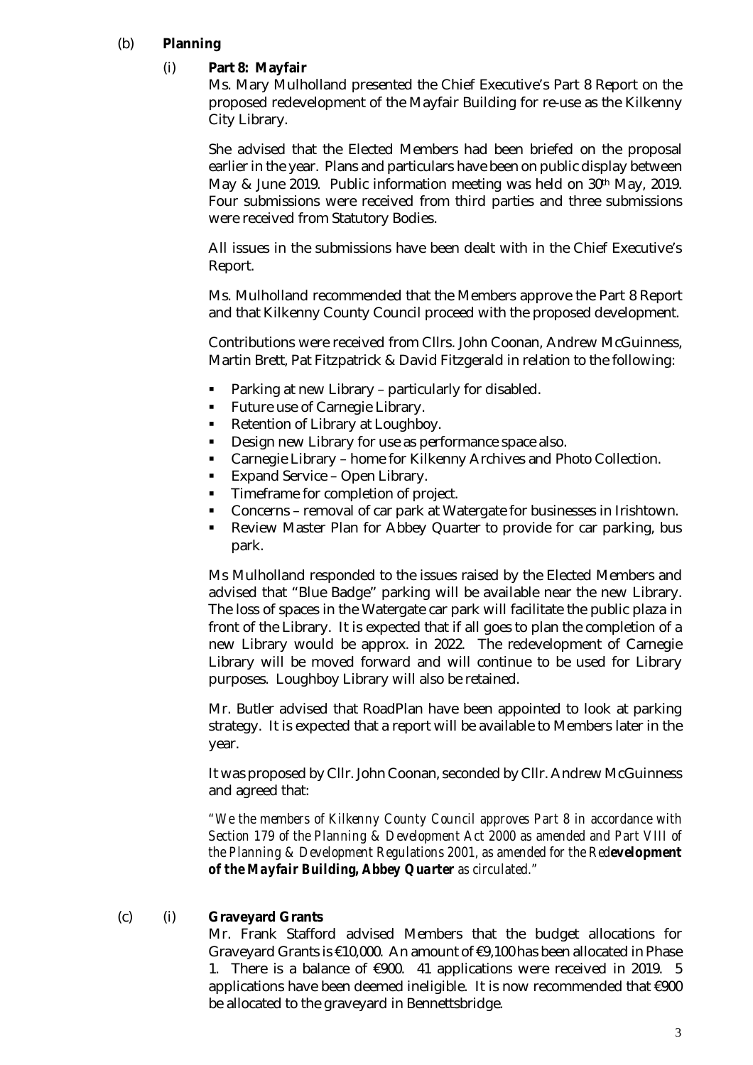(b) **Planning**

(i) **Part 8: Mayfair**

Ms. Mary Mulholland presented the Chief Executive's Part 8 Report on the proposed redevelopment of the Mayfair Building for re-use as the Kilkenny City Library.

She advised that the Elected Members had been briefed on the proposal earlier in the year. Plans and particulars have been on public display between May & June 2019. Public information meeting was held on 30th May, 2019. Four submissions were received from third parties and three submissions were received from Statutory Bodies.

All issues in the submissions have been dealt with in the Chief Executive's Report.

Ms. Mulholland recommended that the Members approve the Part 8 Report and that Kilkenny County Council proceed with the proposed development.

Contributions were received from Cllrs. John Coonan, Andrew McGuinness, Martin Brett, Pat Fitzpatrick & David Fitzgerald in relation to the following:

- Parking at new Library – particularly for disabled.
- Future use of Carnegie Library.
- Retention of Library at Loughboy.
- Design new Library for use as performance space also.
- Carnegie Library – home for Kilkenny Archives and Photo Collection.
- Expand Service – Open Library.
- Timeframe for completion of project.
- Concerns – removal of car park at Watergate for businesses in Irishtown.
- Review Master Plan for Abbey Quarter to provide for car parking, bus park.

Ms Mulholland responded to the issues raised by the Elected Members and advised that "Blue Badge" parking will be available near the new Library. The loss of spaces in the Watergate car park will facilitate the public plaza in front of the Library. It is expected that if all goes to plan the completion of a new Library would be approx. in 2022. The redevelopment of Carnegie Library will be moved forward and will continue to be used for Library purposes. Loughboy Library will also be retained.

Mr. Butler advised that RoadPlan have been appointed to look at parking strategy. It is expected that a report will be available to Members later in the year.

It was proposed by Cllr. John Coonan, seconded by Cllr. Andrew McGuinness and agreed that:

*"We the members of Kilkenny County Council approves Part 8 in accordance with Section 179 of the Planning & Development Act 2000 as amended and Part VIII of the Planning & Development Regulations 2001, as amended for the Red**evelopment of the Mayfair Building, Abbey Quarter** as circulated."*

(c) (i) **Graveyard Grants**

Mr. Frank Stafford advised Members that the budget allocations for Graveyard Grants is €10,000. An amount of €9,100 has been allocated in Phase 1. There is a balance of €900. 41 applications were received in 2019. 5 applications have been deemed ineligible. It is now recommended that €900 be allocated to the graveyard in Bennettsbridge.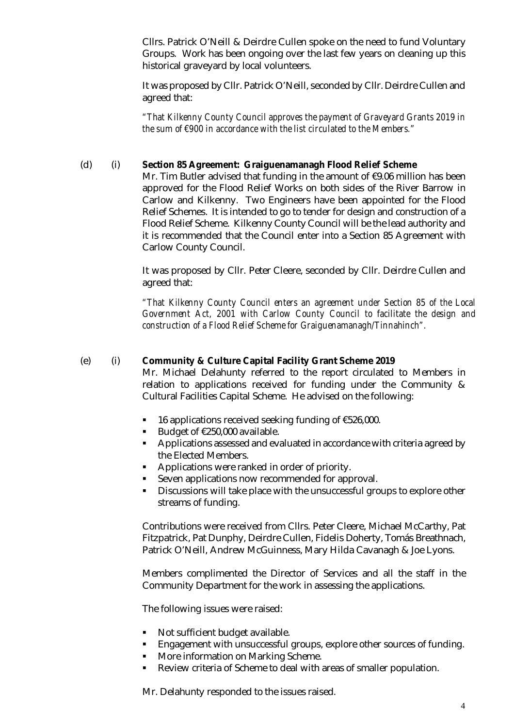Cllrs. Patrick O'Neill & Deirdre Cullen spoke on the need to fund Voluntary Groups. Work has been ongoing over the last few years on cleaning up this historical graveyard by local volunteers.

It was proposed by Cllr. Patrick O'Neill, seconded by Cllr. Deirdre Cullen and agreed that:

*"That Kilkenny County Council approves the payment of Graveyard Grants 2019 in the sum of €900 in accordance with the list circulated to the Members."*

(d) (i) **Section 85 Agreement: Graiguenamanagh Flood Relief Scheme**

Mr. Tim Butler advised that funding in the amount of €9.06 million has been approved for the Flood Relief Works on both sides of the River Barrow in Carlow and Kilkenny. Two Engineers have been appointed for the Flood Relief Schemes. It is intended to go to tender for design and construction of a Flood Relief Scheme. Kilkenny County Council will be the lead authority and it is recommended that the Council enter into a Section 85 Agreement with Carlow County Council.

It was proposed by Cllr. Peter Cleere, seconded by Cllr. Deirdre Cullen and agreed that:

*"That Kilkenny County Council enters an agreement under Section 85 of the Local Government Act, 2001 with Carlow County Council to facilitate the design and construction of a Flood Relief Scheme for Graiguenamanagh/Tinnahinch".*

(e) (i) **Community & Culture Capital Facility Grant Scheme 2019**

Mr. Michael Delahunty referred to the report circulated to Members in relation to applications received for funding under the Community & Cultural Facilities Capital Scheme. He advised on the following:

- 16 applications received seeking funding of €526,000.
- Budget of €250,000 available.
- Applications assessed and evaluated in accordance with criteria agreed by the Elected Members.
- Applications were ranked in order of priority.
- Seven applications now recommended for approval.
- Discussions will take place with the unsuccessful groups to explore other streams of funding.

Contributions were received from Cllrs. Peter Cleere, Michael McCarthy, Pat Fitzpatrick, Pat Dunphy, Deirdre Cullen, Fidelis Doherty, Tomás Breathnach, Patrick O'Neill, Andrew McGuinness, Mary Hilda Cavanagh & Joe Lyons.

Members complimented the Director of Services and all the staff in the Community Department for the work in assessing the applications.

The following issues were raised:

- Not sufficient budget available.
- Engagement with unsuccessful groups, explore other sources of funding.
- More information on Marking Scheme.
- Review criteria of Scheme to deal with areas of smaller population.

Mr. Delahunty responded to the issues raised.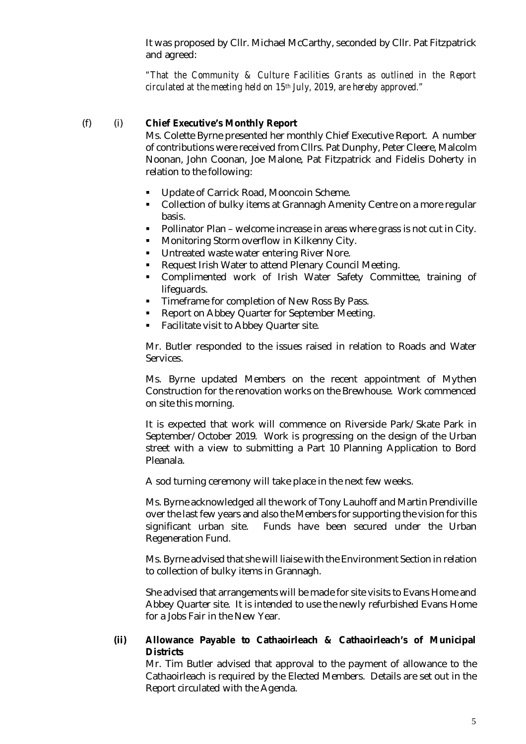It was proposed by Cllr. Michael McCarthy, seconded by Cllr. Pat Fitzpatrick and agreed:

*"That the Community & Culture Facilities Grants as outlined in the Report circulated at the meeting held on 15th July, 2019, are hereby approved."*

(f) (i) **Chief Executive's Monthly Report**

Ms. Colette Byrne presented her monthly Chief Executive Report. A number of contributions were received from Cllrs. Pat Dunphy, Peter Cleere, Malcolm Noonan, John Coonan, Joe Malone, Pat Fitzpatrick and Fidelis Doherty in relation to the following:

- Update of Carrick Road, Mooncoin Scheme.
- Collection of bulky items at Grannagh Amenity Centre on a more regular basis.
- Pollinator Plan – welcome increase in areas where grass is not cut in City.
- Monitoring Storm overflow in Kilkenny City.
- Untreated waste water entering River Nore.
- Request Irish Water to attend Plenary Council Meeting.
- Complimented work of Irish Water Safety Committee, training of lifeguards.
- Timeframe for completion of New Ross By Pass.
- Report on Abbey Quarter for September Meeting.
- Facilitate visit to Abbey Quarter site.

Mr. Butler responded to the issues raised in relation to Roads and Water Services.

Ms. Byrne updated Members on the recent appointment of Mythen Construction for the renovation works on the Brewhouse. Work commenced on site this morning.

It is expected that work will commence on Riverside Park/Skate Park in September/October 2019. Work is progressing on the design of the Urban street with a view to submitting a Part 10 Planning Application to Bord Pleanala.

A sod turning ceremony will take place in the next few weeks.

Ms. Byrne acknowledged all the work of Tony Lauhoff and Martin Prendiville over the last few years and also the Members for supporting the vision for this significant urban site. Funds have been secured under the Urban Regeneration Fund.

Ms. Byrne advised that she will liaise with the Environment Section in relation to collection of bulky items in Grannagh.

She advised that arrangements will be made for site visits to Evans Home and Abbey Quarter site. It is intended to use the newly refurbished Evans Home for a Jobs Fair in the New Year.

**(ii) Allowance Payable to Cathaoirleach & Cathaoirleach's of Municipal Districts**

Mr. Tim Butler advised that approval to the payment of allowance to the Cathaoirleach is required by the Elected Members. Details are set out in the Report circulated with the Agenda.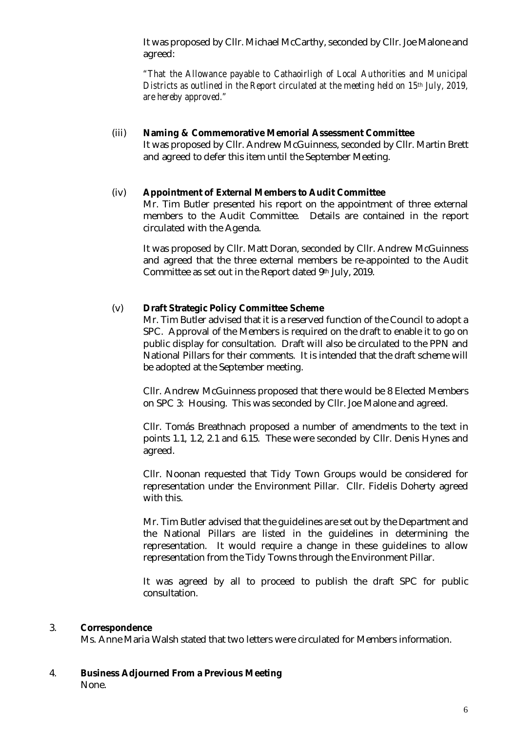It was proposed by Cllr. Michael McCarthy, seconded by Cllr. Joe Malone and agreed:

*"That the Allowance payable to Cathaoirligh of Local Authorities and Municipal Districts as outlined in the Report circulated at the meeting held on 15th July, 2019, are hereby approved."*

(iii) **Naming & Commemorative Memorial Assessment Committee**
It was proposed by Cllr. Andrew McGuinness, seconded by Cllr. Martin Brett and agreed to defer this item until the September Meeting.

(iv) **Appointment of External Members to Audit Committee**
Mr. Tim Butler presented his report on the appointment of three external members to the Audit Committee. Details are contained in the report circulated with the Agenda.

It was proposed by Cllr. Matt Doran, seconded by Cllr. Andrew McGuinness and agreed that the three external members be re-appointed to the Audit Committee as set out in the Report dated 9th July, 2019.

(v) **Draft Strategic Policy Committee Scheme**
Mr. Tim Butler advised that it is a reserved function of the Council to adopt a SPC. Approval of the Members is required on the draft to enable it to go on public display for consultation. Draft will also be circulated to the PPN and National Pillars for their comments. It is intended that the draft scheme will be adopted at the September meeting.

Cllr. Andrew McGuinness proposed that there would be 8 Elected Members on SPC 3: Housing. This was seconded by Cllr. Joe Malone and agreed.

Cllr. Tomás Breathnach proposed a number of amendments to the text in points 1.1, 1.2, 2.1 and 6.15. These were seconded by Cllr. Denis Hynes and agreed.

Cllr. Noonan requested that Tidy Town Groups would be considered for representation under the Environment Pillar. Cllr. Fidelis Doherty agreed with this.

Mr. Tim Butler advised that the guidelines are set out by the Department and the National Pillars are listed in the guidelines in determining the representation. It would require a change in these guidelines to allow representation from the Tidy Towns through the Environment Pillar.

It was agreed by all to proceed to publish the draft SPC for public consultation.

3. **Correspondence**
Ms. Anne Maria Walsh stated that two letters were circulated for Members information.

4. **Business Adjourned From a Previous Meeting**
None.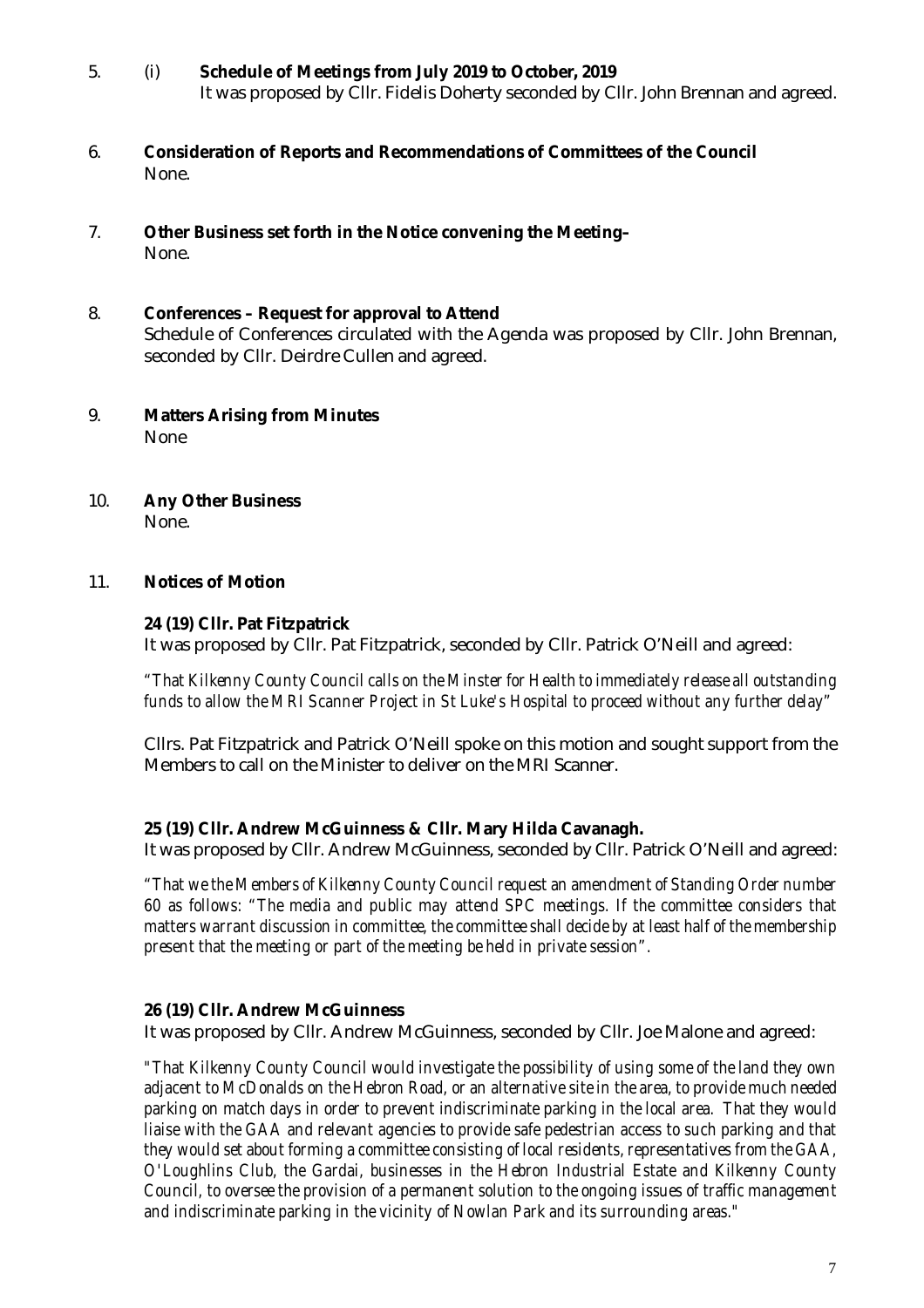5. (i) **Schedule of Meetings from July 2019 to October, 2019**
   It was proposed by Cllr. Fidelis Doherty seconded by Cllr. John Brennan and agreed.

6. **Consideration of Reports and Recommendations of Committees of the Council**
   None.

7. **Other Business set forth in the Notice convening the Meeting–**
   None.

8. **Conferences – Request for approval to Attend**
   Schedule of Conferences circulated with the Agenda was proposed by Cllr. John Brennan, seconded by Cllr. Deirdre Cullen and agreed.

9. **Matters Arising from Minutes**
   None

10. **Any Other Business**
    None.

11. **Notices of Motion**

**24 (19) Cllr. Pat Fitzpatrick**

It was proposed by Cllr. Pat Fitzpatrick, seconded by Cllr. Patrick O'Neill and agreed:

*"That Kilkenny County Council calls on the Minster for Health to immediately release all outstanding funds to allow the MRI Scanner Project in St Luke's Hospital to proceed without any further delay"*

Cllrs. Pat Fitzpatrick and Patrick O'Neill spoke on this motion and sought support from the Members to call on the Minister to deliver on the MRI Scanner.

**25 (19) Cllr. Andrew McGuinness & Cllr. Mary Hilda Cavanagh.**

It was proposed by Cllr. Andrew McGuinness, seconded by Cllr. Patrick O'Neill and agreed:

*"That we the Members of Kilkenny County Council request an amendment of Standing Order number 60 as follows: "The media and public may attend SPC meetings. If the committee considers that matters warrant discussion in committee, the committee shall decide by at least half of the membership present that the meeting or part of the meeting be held in private session".*

**26 (19) Cllr. Andrew McGuinness**

It was proposed by Cllr. Andrew McGuinness, seconded by Cllr. Joe Malone and agreed:

*"That Kilkenny County Council would investigate the possibility of using some of the land they own adjacent to McDonalds on the Hebron Road, or an alternative site in the area, to provide much needed parking on match days in order to prevent indiscriminate parking in the local area. That they would liaise with the GAA and relevant agencies to provide safe pedestrian access to such parking and that they would set about forming a committee consisting of local residents, representatives from the GAA, O'Loughlins Club, the Gardai, businesses in the Hebron Industrial Estate and Kilkenny County Council, to oversee the provision of a permanent solution to the ongoing issues of traffic management and indiscriminate parking in the vicinity of Nowlan Park and its surrounding areas."*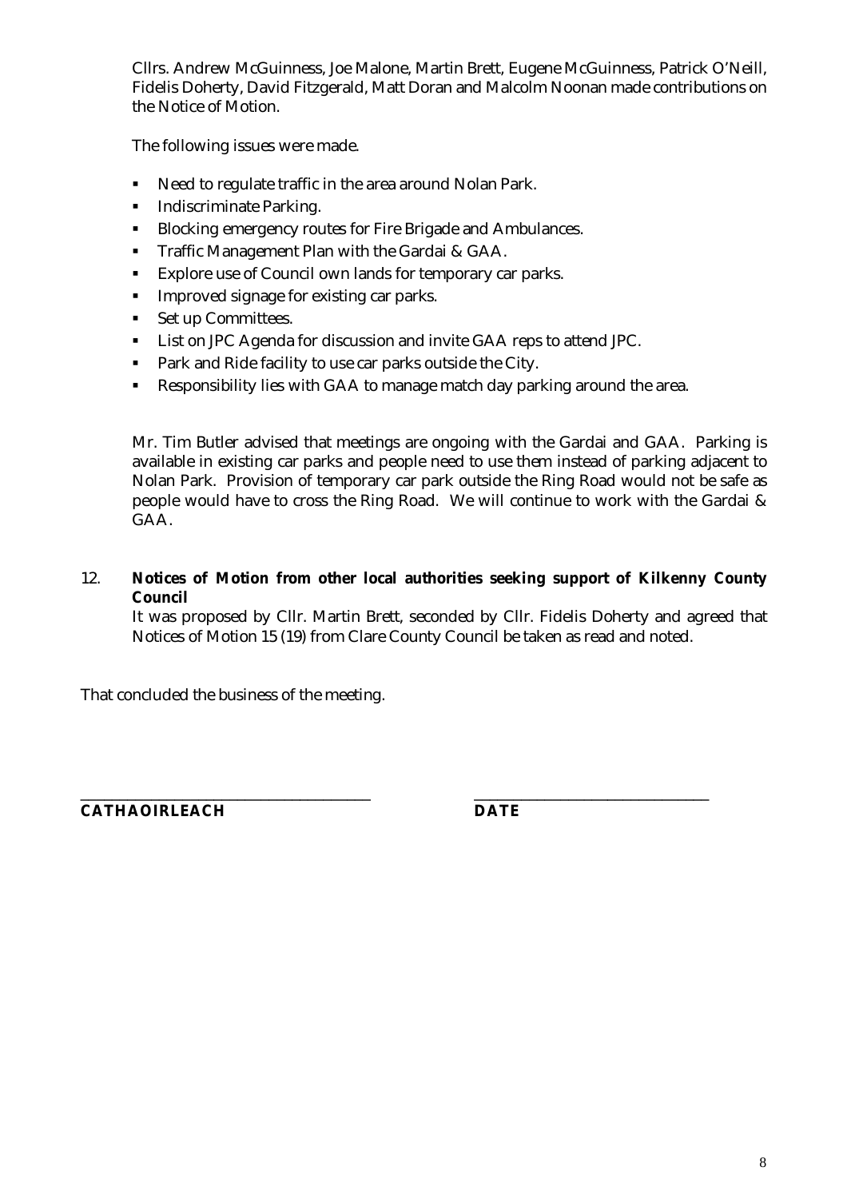Cllrs. Andrew McGuinness, Joe Malone, Martin Brett, Eugene McGuinness, Patrick O'Neill, Fidelis Doherty, David Fitzgerald, Matt Doran and Malcolm Noonan made contributions on the Notice of Motion.

The following issues were made.

- Need to regulate traffic in the area around Nolan Park.
- Indiscriminate Parking.
- Blocking emergency routes for Fire Brigade and Ambulances.
- Traffic Management Plan with the Gardai & GAA.
- Explore use of Council own lands for temporary car parks.
- Improved signage for existing car parks.
- Set up Committees.
- List on JPC Agenda for discussion and invite GAA reps to attend JPC.
- Park and Ride facility to use car parks outside the City.
- Responsibility lies with GAA to manage match day parking around the area.

Mr. Tim Butler advised that meetings are ongoing with the Gardai and GAA. Parking is available in existing car parks and people need to use them instead of parking adjacent to Nolan Park. Provision of temporary car park outside the Ring Road would not be safe as people would have to cross the Ring Road. We will continue to work with the Gardai & GAA.

12. **Notices of Motion from other local authorities seeking support of Kilkenny County Council**

It was proposed by Cllr. Martin Brett, seconded by Cllr. Fidelis Doherty and agreed that Notices of Motion 15 (19) from Clare County Council be taken as read and noted.

That concluded the business of the meeting.

\_\_\_\_\_\_\_\_\_\_\_\_\_\_\_\_\_\_\_\_\_\_\_\_\_\_\_\_\_\_\_\_\_\_\_\_\_ \_\_\_\_\_\_\_\_\_\_\_\_\_\_\_\_\_\_\_\_\_\_\_\_\_\_\_\_\_\_\_\_

**CATHAOIRLEACH** **DATE**